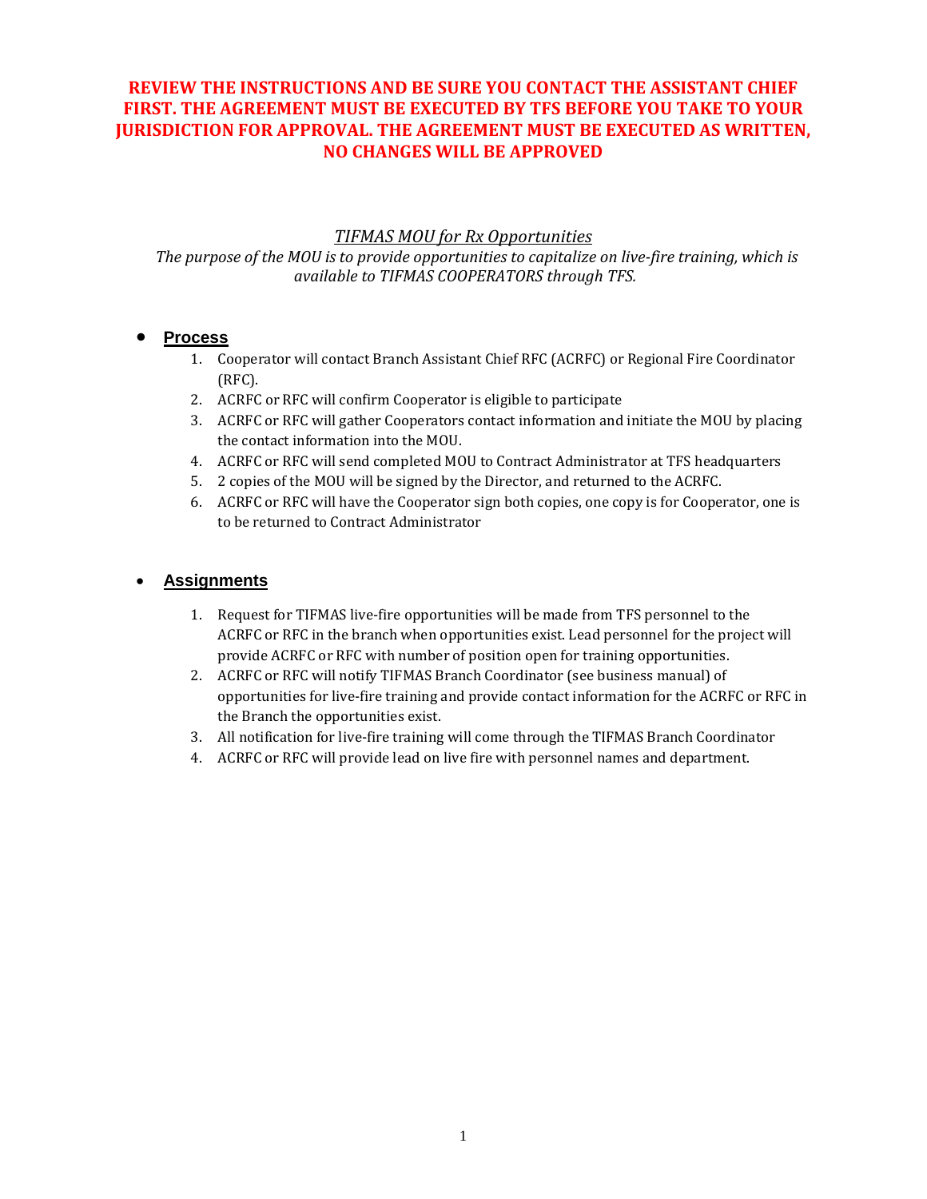**REVIEW THE INSTRUCTIONS AND BE SURE YOU CONTACT THE ASSISTANT CHIEF FIRST. THE AGREEMENT MUST BE EXECUTED BY TFS BEFORE YOU TAKE TO YOUR JURISDICTION FOR APPROVAL. THE AGREEMENT MUST BE EXECUTED AS WRITTEN, NO CHANGES WILL BE APPROVED**

# *TIFMAS MOU for Rx Opportunities*

*The purpose of the MOU is to provide opportunities to capitalize on live-fire training, which is available to TIFMAS COOPERATORS through TFS.*

- **Process**
  1. Cooperator will contact Branch Assistant Chief RFC (ACRFC) or Regional Fire Coordinator (RFC).
  2. ACRFC or RFC will confirm Cooperator is eligible to participate
  3. ACRFC or RFC will gather Cooperators contact information and initiate the MOU by placing the contact information into the MOU.
  4. ACRFC or RFC will send completed MOU to Contract Administrator at TFS headquarters
  5. 2 copies of the MOU will be signed by the Director, and returned to the ACRFC.
  6. ACRFC or RFC will have the Cooperator sign both copies, one copy is for Cooperator, one is to be returned to Contract Administrator

- **Assignments**
  1. Request for TIFMAS live-fire opportunities will be made from TFS personnel to the ACRFC or RFC in the branch when opportunities exist. Lead personnel for the project will provide ACRFC or RFC with number of position open for training opportunities.
  2. ACRFC or RFC will notify TIFMAS Branch Coordinator (see business manual) of opportunities for live-fire training and provide contact information for the ACRFC or RFC in the Branch the opportunities exist.
  3. All notification for live-fire training will come through the TIFMAS Branch Coordinator
  4. ACRFC or RFC will provide lead on live fire with personnel names and department.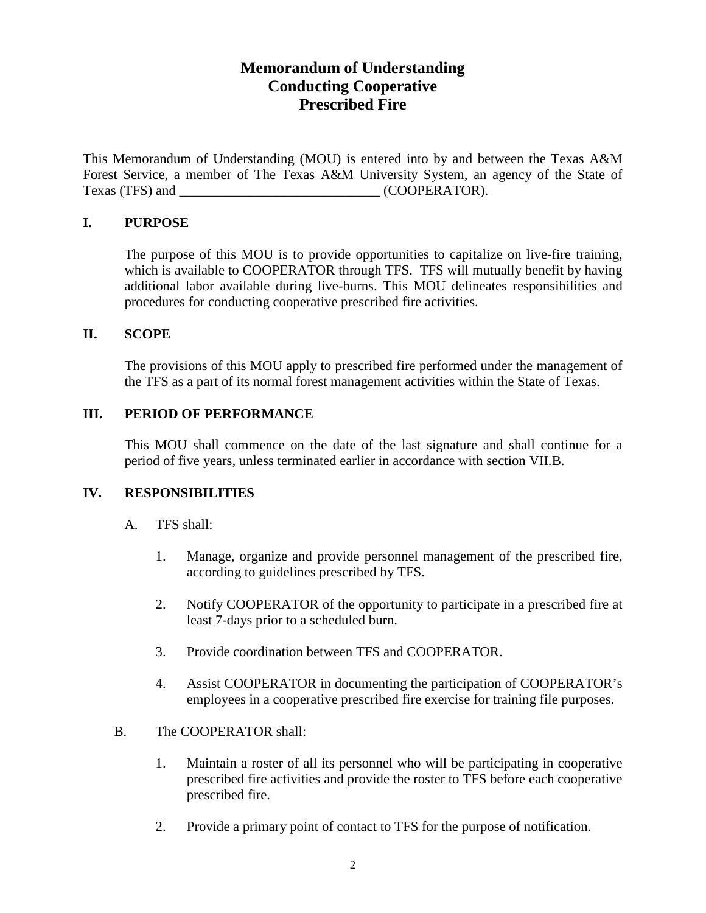# Memorandum of Understanding
# Conducting Cooperative
# Prescribed Fire

This Memorandum of Understanding (MOU) is entered into by and between the Texas A&M Forest Service, a member of The Texas A&M University System, an agency of the State of Texas (TFS) and _____________________________ (COOPERATOR).

## I. PURPOSE

The purpose of this MOU is to provide opportunities to capitalize on live-fire training, which is available to COOPERATOR through TFS. TFS will mutually benefit by having additional labor available during live-burns. This MOU delineates responsibilities and procedures for conducting cooperative prescribed fire activities.

## II. SCOPE

The provisions of this MOU apply to prescribed fire performed under the management of the TFS as a part of its normal forest management activities within the State of Texas.

## III. PERIOD OF PERFORMANCE

This MOU shall commence on the date of the last signature and shall continue for a period of five years, unless terminated earlier in accordance with section VII.B.

## IV. RESPONSIBILITIES

A. TFS shall:

1. Manage, organize and provide personnel management of the prescribed fire, according to guidelines prescribed by TFS.

2. Notify COOPERATOR of the opportunity to participate in a prescribed fire at least 7-days prior to a scheduled burn.

3. Provide coordination between TFS and COOPERATOR.

4. Assist COOPERATOR in documenting the participation of COOPERATOR's employees in a cooperative prescribed fire exercise for training file purposes.

B. The COOPERATOR shall:

1. Maintain a roster of all its personnel who will be participating in cooperative prescribed fire activities and provide the roster to TFS before each cooperative prescribed fire.

2. Provide a primary point of contact to TFS for the purpose of notification.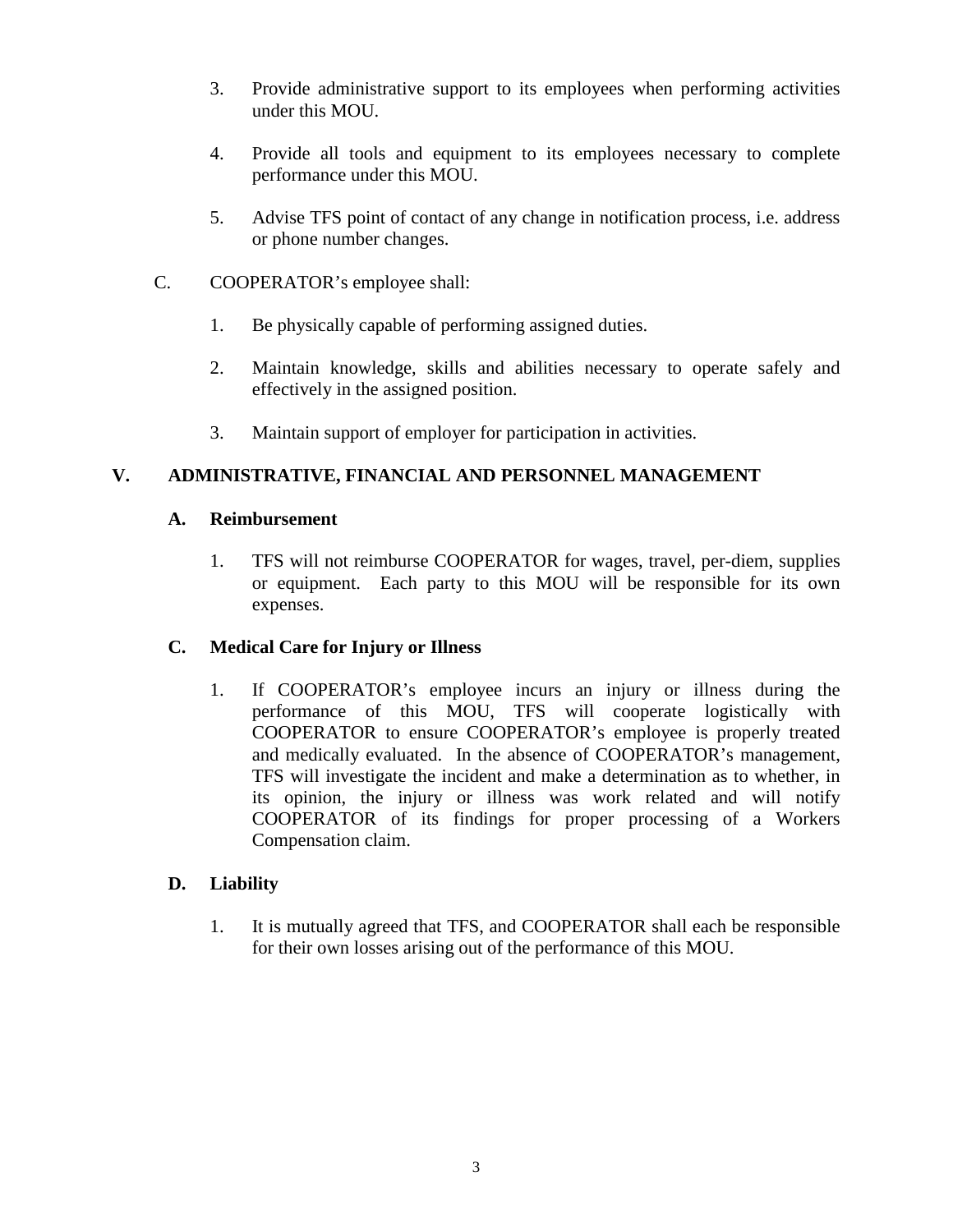3. Provide administrative support to its employees when performing activities under this MOU.

4. Provide all tools and equipment to its employees necessary to complete performance under this MOU.

5. Advise TFS point of contact of any change in notification process, i.e. address or phone number changes.

C. COOPERATOR's employee shall:

1. Be physically capable of performing assigned duties.

2. Maintain knowledge, skills and abilities necessary to operate safely and effectively in the assigned position.

3. Maintain support of employer for participation in activities.

## V. ADMINISTRATIVE, FINANCIAL AND PERSONNEL MANAGEMENT

### A. Reimbursement

1. TFS will not reimburse COOPERATOR for wages, travel, per-diem, supplies or equipment. Each party to this MOU will be responsible for its own expenses.

### C. Medical Care for Injury or Illness

1. If COOPERATOR's employee incurs an injury or illness during the performance of this MOU, TFS will cooperate logistically with COOPERATOR to ensure COOPERATOR's employee is properly treated and medically evaluated. In the absence of COOPERATOR's management, TFS will investigate the incident and make a determination as to whether, in its opinion, the injury or illness was work related and will notify COOPERATOR of its findings for proper processing of a Workers Compensation claim.

### D. Liability

1. It is mutually agreed that TFS, and COOPERATOR shall each be responsible for their own losses arising out of the performance of this MOU.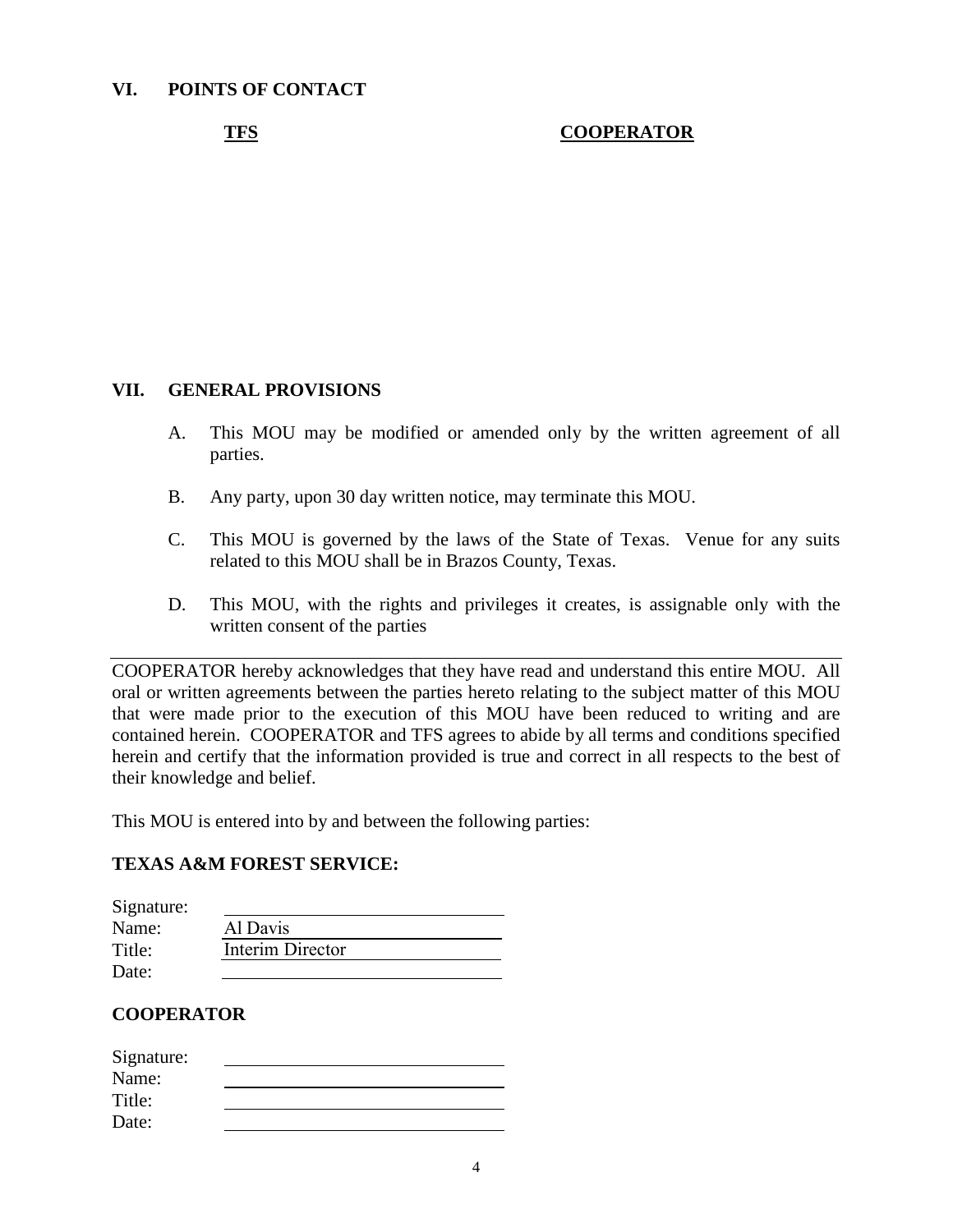## VI. POINTS OF CONTACT

| **TFS** | **COOPERATOR** |
| --- | --- |
| | |

## VII. GENERAL PROVISIONS

A. This MOU may be modified or amended only by the written agreement of all parties.

B. Any party, upon 30 day written notice, may terminate this MOU.

C. This MOU is governed by the laws of the State of Texas. Venue for any suits related to this MOU shall be in Brazos County, Texas.

D. This MOU, with the rights and privileges it creates, is assignable only with the written consent of the parties

---

COOPERATOR hereby acknowledges that they have read and understand this entire MOU. All oral or written agreements between the parties hereto relating to the subject matter of this MOU that were made prior to the execution of this MOU have been reduced to writing and are contained herein. COOPERATOR and TFS agrees to abide by all terms and conditions specified herein and certify that the information provided is true and correct in all respects to the best of their knowledge and belief.

This MOU is entered into by and between the following parties:

**TEXAS A&M FOREST SERVICE:**

| | |
| --- | --- |
| Signature: | |
| Name: | Al Davis |
| Title: | Interim Director |
| Date: | |

**COOPERATOR**

| | |
| --- | --- |
| Signature: | |
| Name: | |
| Title: | |
| Date: | |